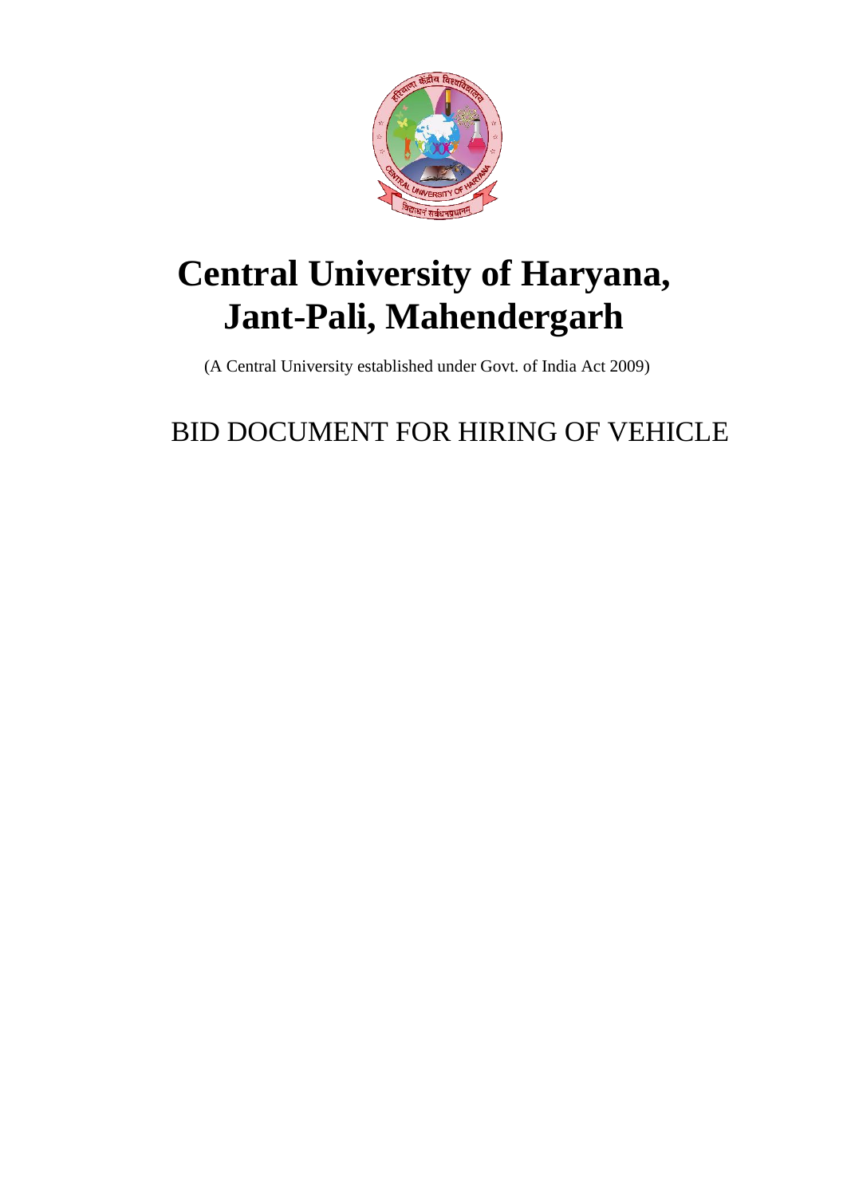# Central University of Haryana, Jant-Pali, Mahendergarh

(A Central University established under Govt. of India Act 2009)

## BID DOCUMENT FOR HIRING OF VEHICLE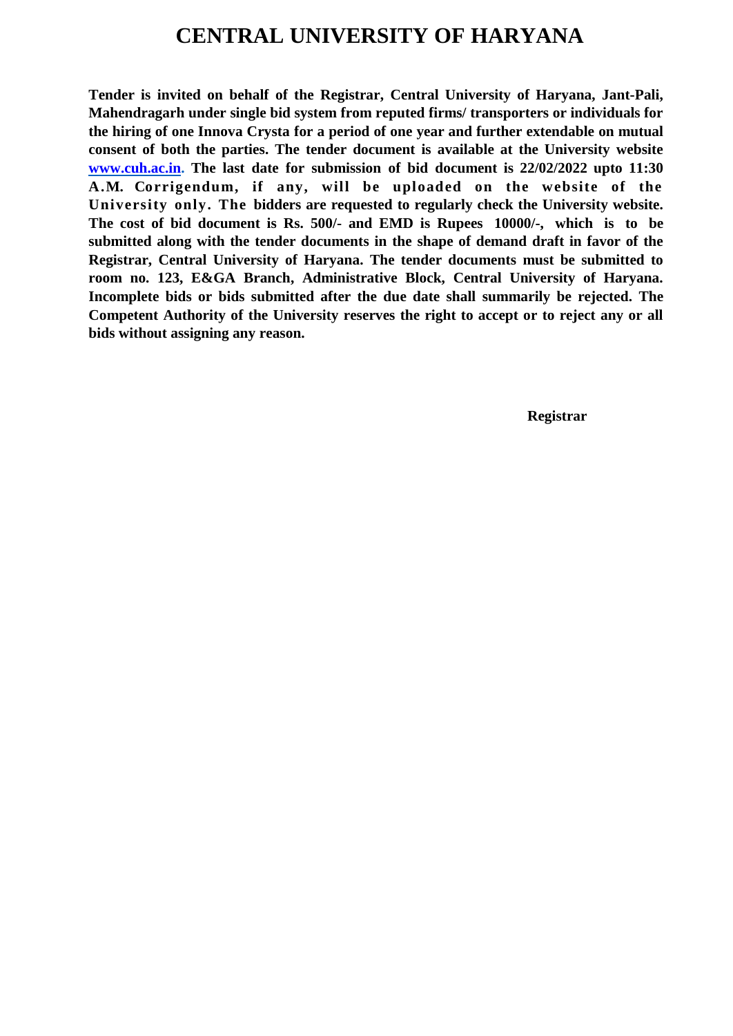# CENTRAL UNIVERSITY OF HARYANA

**Tender is invited on behalf of the Registrar, Central University of Haryana, Jant-Pali, Mahendragarh under single bid system from reputed firms/ transporters or individuals for the hiring of one Innova Crysta for a period of one year and further extendable on mutual consent of both the parties. The tender document is available at the University website [www.cuh.ac.in](http://www.cuh.ac.in). The last date for submission of bid document is 22/02/2022 upto 11:30 A.M. Corrigendum, if any, will be uploaded on the website of the University only. The bidders are requested to regularly check the University website. The cost of bid document is Rs. 500/- and EMD is Rupees 10000/-, which is to be submitted along with the tender documents in the shape of demand draft in favor of the Registrar, Central University of Haryana. The tender documents must be submitted to room no. 123, E&GA Branch, Administrative Block, Central University of Haryana. Incomplete bids or bids submitted after the due date shall summarily be rejected. The Competent Authority of the University reserves the right to accept or to reject any or all bids without assigning any reason.**

**Registrar**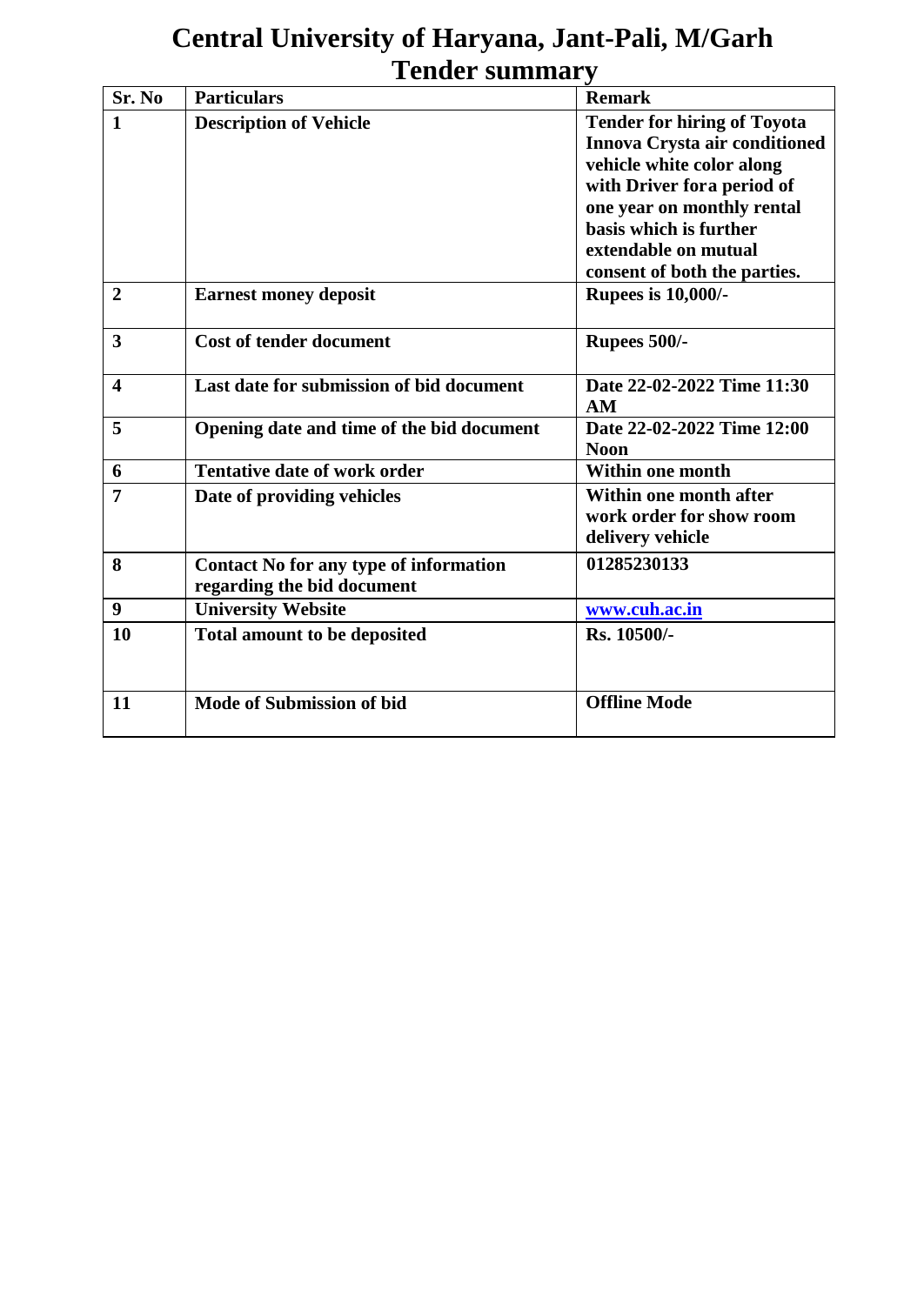# Central University of Haryana, Jant-Pali, M/Garh

## Tender summary

| Sr. No | Particulars | Remark |
|---|---|---|
| 1 | Description of Vehicle | Tender for hiring of Toyota Innova Crysta air conditioned vehicle white color along with Driver fora period of one year on monthly rental basis which is further extendable on mutual consent of both the parties. |
| 2 | Earnest money deposit | Rupees is 10,000/- |
| 3 | Cost of tender document | Rupees 500/- |
| 4 | Last date for submission of bid document | Date 22-02-2022 Time 11:30 AM |
| 5 | Opening date and time of the bid document | Date 22-02-2022 Time 12:00 Noon |
| 6 | Tentative date of work order | Within one month |
| 7 | Date of providing vehicles | Within one month after work order for show room delivery vehicle |
| 8 | Contact No for any type of information regarding the bid document | 01285230133 |
| 9 | University Website | www.cuh.ac.in |
| 10 | Total amount to be deposited | Rs. 10500/- |
| 11 | Mode of Submission of bid | Offline Mode |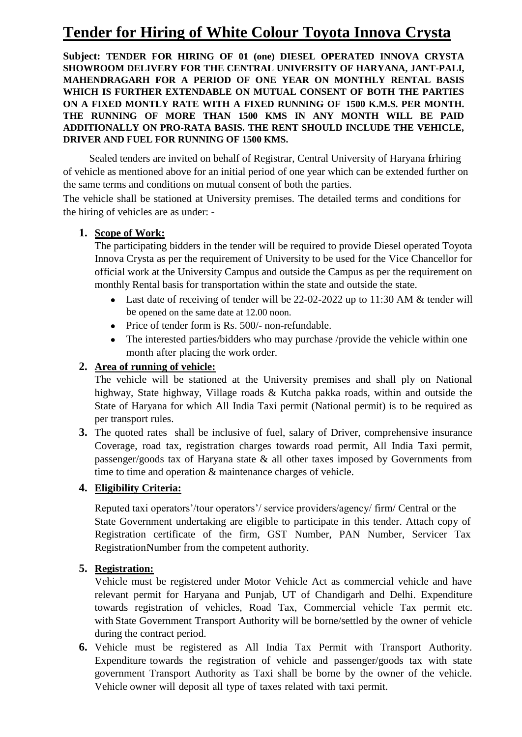# Tender for Hiring of White Colour Toyota Innova Crysta

**Subject: TENDER FOR HIRING OF 01 (one) DIESEL OPERATED INNOVA CRYSTA SHOWROOM DELIVERY FOR THE CENTRAL UNIVERSITY OF HARYANA, JANT-PALI, MAHENDRAGARH FOR A PERIOD OF ONE YEAR ON MONTHLY RENTAL BASIS WHICH IS FURTHER EXTENDABLE ON MUTUAL CONSENT OF BOTH THE PARTIES ON A FIXED MONTLY RATE WITH A FIXED RUNNING OF 1500 K.M.S. PER MONTH. THE RUNNING OF MORE THAN 1500 KMS IN ANY MONTH WILL BE PAID ADDITIONALLY ON PRO-RATA BASIS. THE RENT SHOULD INCLUDE THE VEHICLE, DRIVER AND FUEL FOR RUNNING OF 1500 KMS.**

Sealed tenders are invited on behalf of Registrar, Central University of Haryana forhiring of vehicle as mentioned above for an initial period of one year which can be extended further on the same terms and conditions on mutual consent of both the parties.

The vehicle shall be stationed at University premises. The detailed terms and conditions for the hiring of vehicles are as under: -

1. **Scope of Work:**
   The participating bidders in the tender will be required to provide Diesel operated Toyota Innova Crysta as per the requirement of University to be used for the Vice Chancellor for official work at the University Campus and outside the Campus as per the requirement on monthly Rental basis for transportation within the state and outside the state.
   - Last date of receiving of tender will be 22-02-2022 up to 11:30 AM & tender will be opened on the same date at 12.00 noon.
   - Price of tender form is Rs. 500/- non-refundable.
   - The interested parties/bidders who may purchase /provide the vehicle within one month after placing the work order.

2. **Area of running of vehicle:**
   The vehicle will be stationed at the University premises and shall ply on National highway, State highway, Village roads & Kutcha pakka roads, within and outside the State of Haryana for which All India Taxi permit (National permit) is to be required as per transport rules.

3. The quoted rates shall be inclusive of fuel, salary of Driver, comprehensive insurance Coverage, road tax, registration charges towards road permit, All India Taxi permit, passenger/goods tax of Haryana state & all other taxes imposed by Governments from time to time and operation & maintenance charges of vehicle.

4. **Eligibility Criteria:**

   Reputed taxi operators'/tour operators'/ service providers/agency/ firm/ Central or the State Government undertaking are eligible to participate in this tender. Attach copy of Registration certificate of the firm, GST Number, PAN Number, Servicer Tax RegistrationNumber from the competent authority.

5. **Registration:**
   Vehicle must be registered under Motor Vehicle Act as commercial vehicle and have relevant permit for Haryana and Punjab, UT of Chandigarh and Delhi. Expenditure towards registration of vehicles, Road Tax, Commercial vehicle Tax permit etc. with State Government Transport Authority will be borne/settled by the owner of vehicle during the contract period.

6. Vehicle must be registered as All India Tax Permit with Transport Authority. Expenditure towards the registration of vehicle and passenger/goods tax with state government Transport Authority as Taxi shall be borne by the owner of the vehicle. Vehicle owner will deposit all type of taxes related with taxi permit.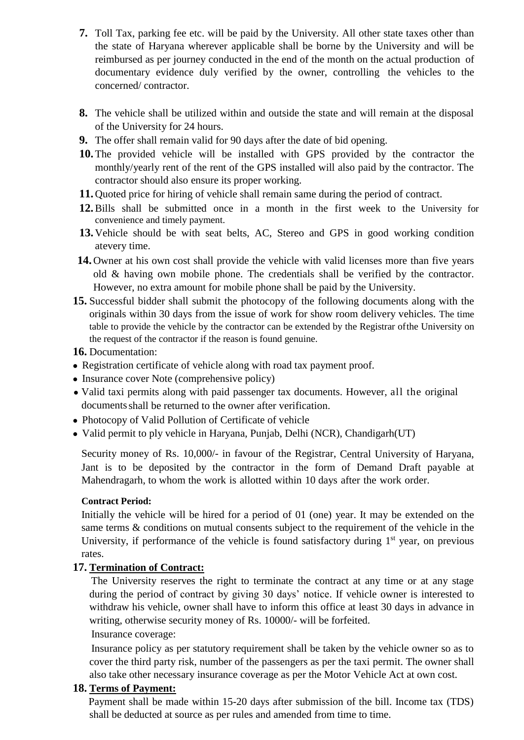7. Toll Tax, parking fee etc. will be paid by the University. All other state taxes other than the state of Haryana wherever applicable shall be borne by the University and will be reimbursed as per journey conducted in the end of the month on the actual production of documentary evidence duly verified by the owner, controlling the vehicles to the concerned/ contractor.

8. The vehicle shall be utilized within and outside the state and will remain at the disposal of the University for 24 hours.
9. The offer shall remain valid for 90 days after the date of bid opening.
10. The provided vehicle will be installed with GPS provided by the contractor the monthly/yearly rent of the rent of the GPS installed will also paid by the contractor. The contractor should also ensure its proper working.
11. Quoted price for hiring of vehicle shall remain same during the period of contract.
12. Bills shall be submitted once in a month in the first week to the University for convenience and timely payment.
13. Vehicle should be with seat belts, AC, Stereo and GPS in good working condition atevery time.
14. Owner at his own cost shall provide the vehicle with valid licenses more than five years old & having own mobile phone. The credentials shall be verified by the contractor. However, no extra amount for mobile phone shall be paid by the University.
15. Successful bidder shall submit the photocopy of the following documents along with the originals within 30 days from the issue of work for show room delivery vehicles. The time table to provide the vehicle by the contractor can be extended by the Registrar ofthe University on the request of the contractor if the reason is found genuine.
16. Documentation:

- Registration certificate of vehicle along with road tax payment proof.
- Insurance cover Note (comprehensive policy)
- Valid taxi permits along with paid passenger tax documents. However, all the original documents shall be returned to the owner after verification.
- Photocopy of Valid Pollution of Certificate of vehicle
- Valid permit to ply vehicle in Haryana, Punjab, Delhi (NCR), Chandigarh(UT)

Security money of Rs. 10,000/- in favour of the Registrar, Central University of Haryana, Jant is to be deposited by the contractor in the form of Demand Draft payable at Mahendragarh, to whom the work is allotted within 10 days after the work order.

**Contract Period:**

Initially the vehicle will be hired for a period of 01 (one) year. It may be extended on the same terms & conditions on mutual consents subject to the requirement of the vehicle in the University, if performance of the vehicle is found satisfactory during 1st year, on previous rates.

17. **Termination of Contract:**

The University reserves the right to terminate the contract at any time or at any stage during the period of contract by giving 30 days' notice. If vehicle owner is interested to withdraw his vehicle, owner shall have to inform this office at least 30 days in advance in writing, otherwise security money of Rs. 10000/- will be forfeited.

Insurance coverage:

Insurance policy as per statutory requirement shall be taken by the vehicle owner so as to cover the third party risk, number of the passengers as per the taxi permit. The owner shall also take other necessary insurance coverage as per the Motor Vehicle Act at own cost.

18. **Terms of Payment:**

Payment shall be made within 15-20 days after submission of the bill. Income tax (TDS) shall be deducted at source as per rules and amended from time to time.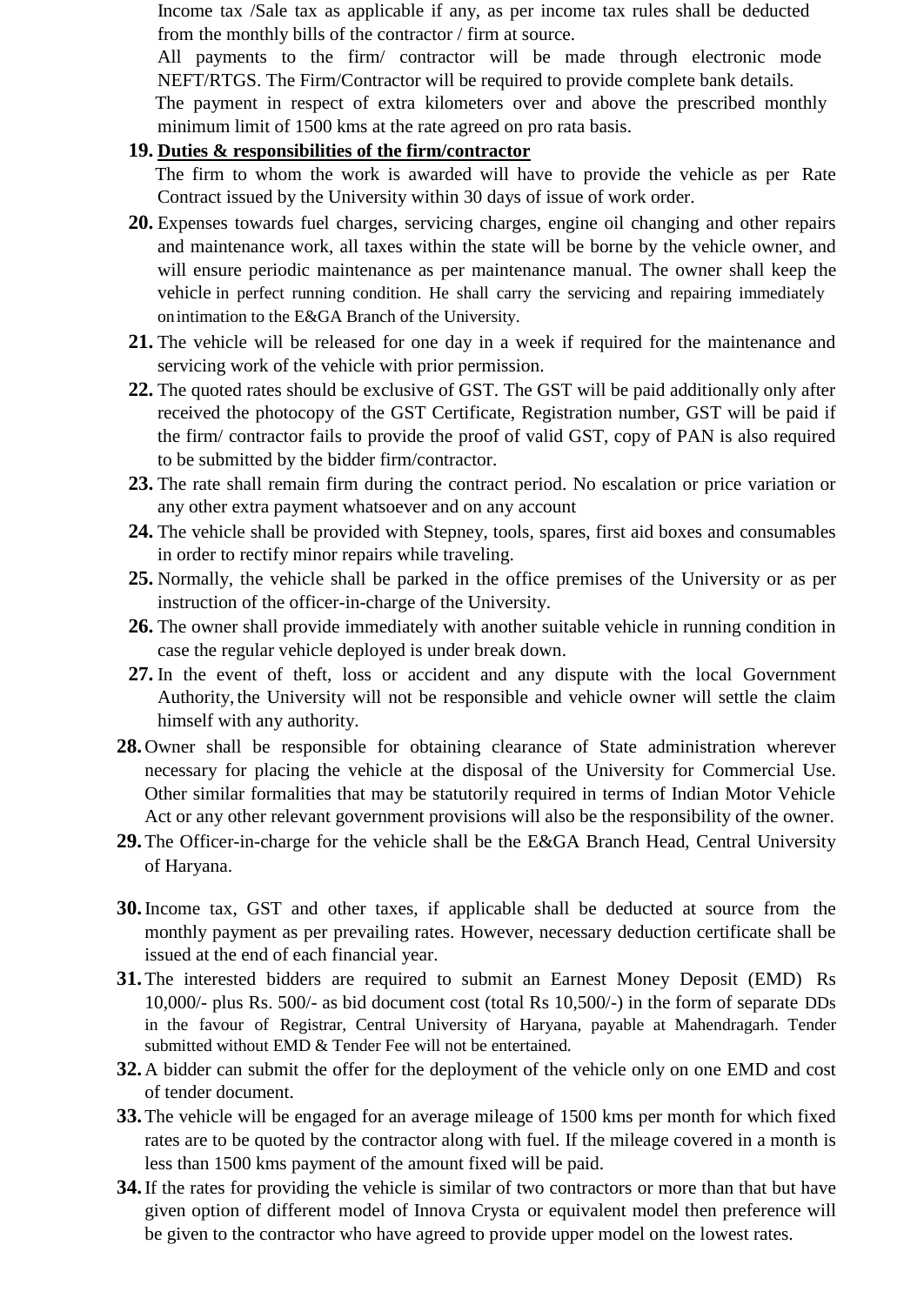Income tax /Sale tax as applicable if any, as per income tax rules shall be deducted from the monthly bills of the contractor / firm at source.

All payments to the firm/ contractor will be made through electronic mode NEFT/RTGS. The Firm/Contractor will be required to provide complete bank details.

The payment in respect of extra kilometers over and above the prescribed monthly minimum limit of 1500 kms at the rate agreed on pro rata basis.

19. **Duties & responsibilities of the firm/contractor**

The firm to whom the work is awarded will have to provide the vehicle as per Rate Contract issued by the University within 30 days of issue of work order.

20. Expenses towards fuel charges, servicing charges, engine oil changing and other repairs and maintenance work, all taxes within the state will be borne by the vehicle owner, and will ensure periodic maintenance as per maintenance manual. The owner shall keep the vehicle in perfect running condition. He shall carry the servicing and repairing immediately on intimation to the E&GA Branch of the University.
21. The vehicle will be released for one day in a week if required for the maintenance and servicing work of the vehicle with prior permission.
22. The quoted rates should be exclusive of GST. The GST will be paid additionally only after received the photocopy of the GST Certificate, Registration number, GST will be paid if the firm/ contractor fails to provide the proof of valid GST, copy of PAN is also required to be submitted by the bidder firm/contractor.
23. The rate shall remain firm during the contract period. No escalation or price variation or any other extra payment whatsoever and on any account
24. The vehicle shall be provided with Stepney, tools, spares, first aid boxes and consumables in order to rectify minor repairs while traveling.
25. Normally, the vehicle shall be parked in the office premises of the University or as per instruction of the officer-in-charge of the University.
26. The owner shall provide immediately with another suitable vehicle in running condition in case the regular vehicle deployed is under break down.
27. In the event of theft, loss or accident and any dispute with the local Government Authority, the University will not be responsible and vehicle owner will settle the claim himself with any authority.
28. Owner shall be responsible for obtaining clearance of State administration wherever necessary for placing the vehicle at the disposal of the University for Commercial Use. Other similar formalities that may be statutorily required in terms of Indian Motor Vehicle Act or any other relevant government provisions will also be the responsibility of the owner.
29. The Officer-in-charge for the vehicle shall be the E&GA Branch Head, Central University of Haryana.
30. Income tax, GST and other taxes, if applicable shall be deducted at source from the monthly payment as per prevailing rates. However, necessary deduction certificate shall be issued at the end of each financial year.
31. The interested bidders are required to submit an Earnest Money Deposit (EMD) Rs 10,000/- plus Rs. 500/- as bid document cost (total Rs 10,500/-) in the form of separate DDs in the favour of Registrar, Central University of Haryana, payable at Mahendragarh. Tender submitted without EMD & Tender Fee will not be entertained.
32. A bidder can submit the offer for the deployment of the vehicle only on one EMD and cost of tender document.
33. The vehicle will be engaged for an average mileage of 1500 kms per month for which fixed rates are to be quoted by the contractor along with fuel. If the mileage covered in a month is less than 1500 kms payment of the amount fixed will be paid.
34. If the rates for providing the vehicle is similar of two contractors or more than that but have given option of different model of Innova Crysta or equivalent model then preference will be given to the contractor who have agreed to provide upper model on the lowest rates.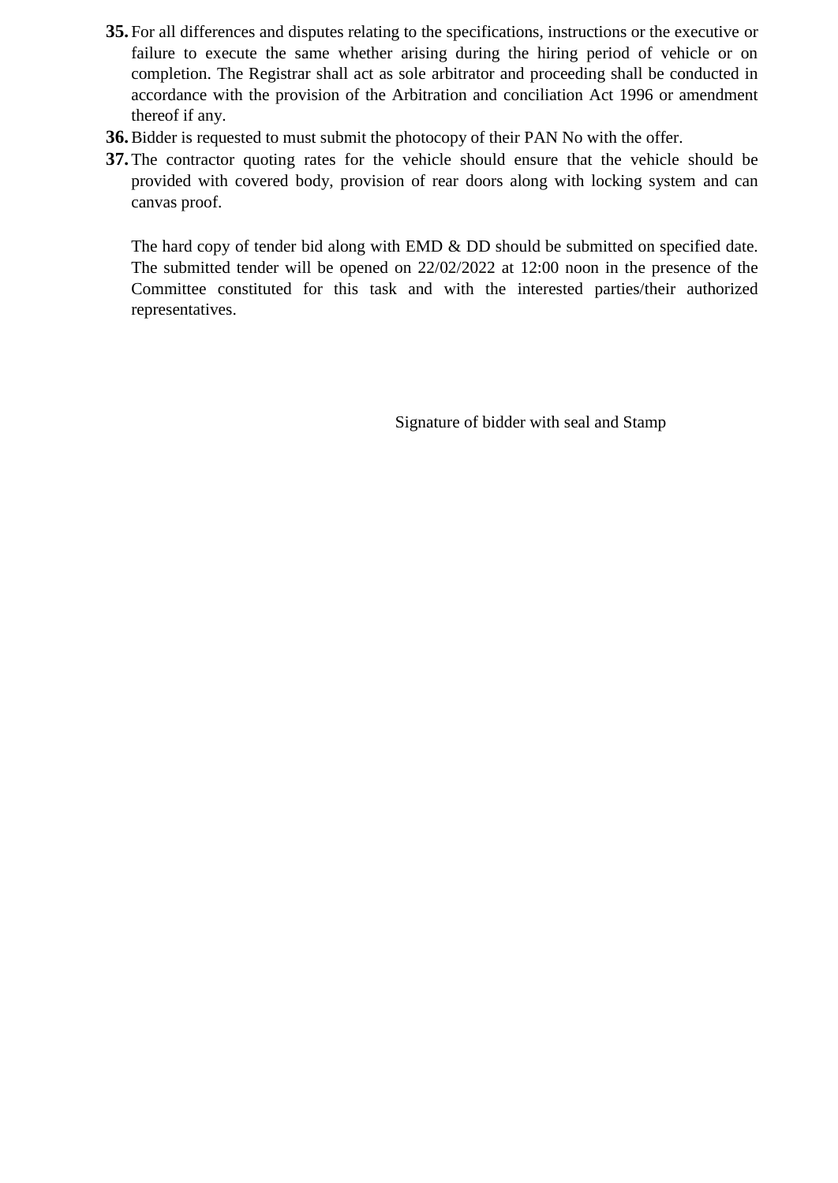35. For all differences and disputes relating to the specifications, instructions or the executive or failure to execute the same whether arising during the hiring period of vehicle or on completion. The Registrar shall act as sole arbitrator and proceeding shall be conducted in accordance with the provision of the Arbitration and conciliation Act 1996 or amendment thereof if any.
36. Bidder is requested to must submit the photocopy of their PAN No with the offer.
37. The contractor quoting rates for the vehicle should ensure that the vehicle should be provided with covered body, provision of rear doors along with locking system and can canvas proof.

The hard copy of tender bid along with EMD & DD should be submitted on specified date. The submitted tender will be opened on 22/02/2022 at 12:00 noon in the presence of the Committee constituted for this task and with the interested parties/their authorized representatives.

Signature of bidder with seal and Stamp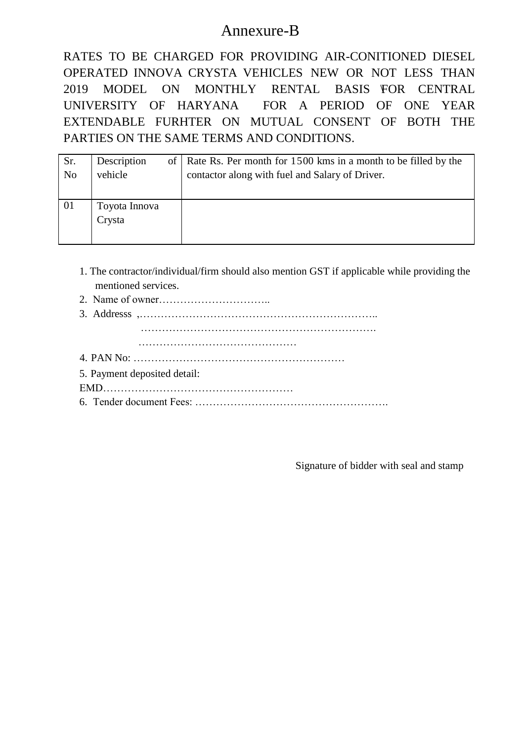# Annexure-B

RATES TO BE CHARGED FOR PROVIDING AIR-CONITIONED DIESEL OPERATED INNOVA CRYSTA VEHICLES NEW OR NOT LESS THAN 2019 MODEL ON MONTHLY RENTAL BASIS FOR CENTRAL UNIVERSITY OF HARYANA FOR A PERIOD OF ONE YEAR EXTENDABLE FURHTER ON MUTUAL CONSENT OF BOTH THE PARTIES ON THE SAME TERMS AND CONDITIONS.

| Sr. No | Description of vehicle | Rate Rs. Per month for 1500 kms in a month to be filled by the contactor along with fuel and Salary of Driver. |
|---|---|---|
| 01 | Toyota Innova Crysta | |

1. The contractor/individual/firm should also mention GST if applicable while providing the mentioned services.
2. Name of owner…………………………..
3. Addresss ,…………………………………………………………..
   ………………………………………………………….
   ………………………………………
4. PAN No: ……………………………………………………
5. Payment deposited detail:
   EMD………………………………………………
6. Tender document Fees: ……………………………………………….

Signature of bidder with seal and stamp